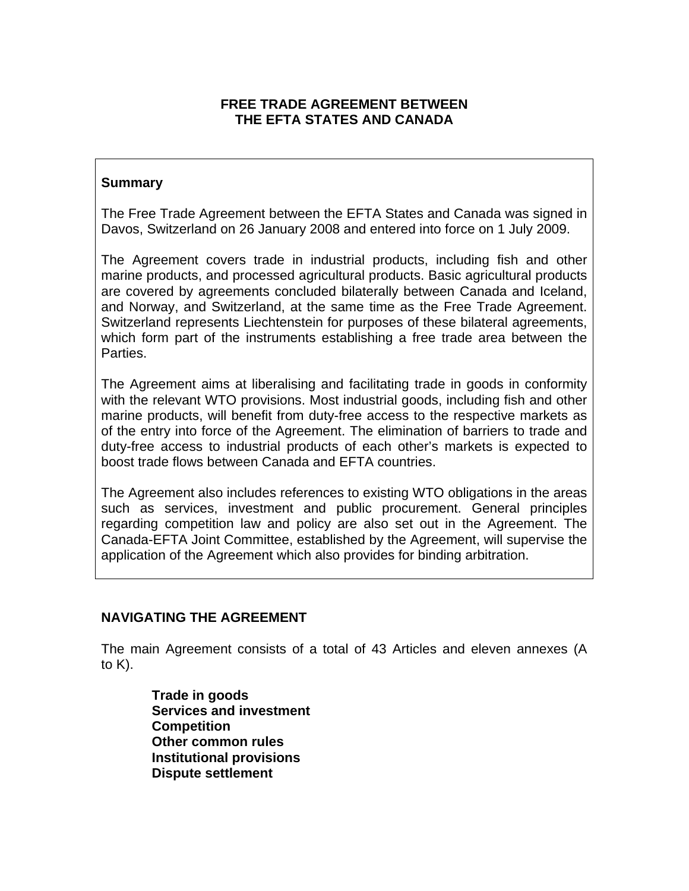# FREE TRADE AGREEMENT BETWEEN THE EFTA STATES AND CANADA

## Summary

The Free Trade Agreement between the EFTA States and Canada was signed in Davos, Switzerland on 26 January 2008 and entered into force on 1 July 2009.

The Agreement covers trade in industrial products, including fish and other marine products, and processed agricultural products. Basic agricultural products are covered by agreements concluded bilaterally between Canada and Iceland, and Norway, and Switzerland, at the same time as the Free Trade Agreement. Switzerland represents Liechtenstein for purposes of these bilateral agreements, which form part of the instruments establishing a free trade area between the Parties.

The Agreement aims at liberalising and facilitating trade in goods in conformity with the relevant WTO provisions. Most industrial goods, including fish and other marine products, will benefit from duty-free access to the respective markets as of the entry into force of the Agreement. The elimination of barriers to trade and duty-free access to industrial products of each other's markets is expected to boost trade flows between Canada and EFTA countries.

The Agreement also includes references to existing WTO obligations in the areas such as services, investment and public procurement. General principles regarding competition law and policy are also set out in the Agreement. The Canada-EFTA Joint Committee, established by the Agreement, will supervise the application of the Agreement which also provides for binding arbitration.

## NAVIGATING THE AGREEMENT

The main Agreement consists of a total of 43 Articles and eleven annexes (A to K).

- **Trade in goods**
- **Services and investment**
- **Competition**
- **Other common rules**
- **Institutional provisions**
- **Dispute settlement**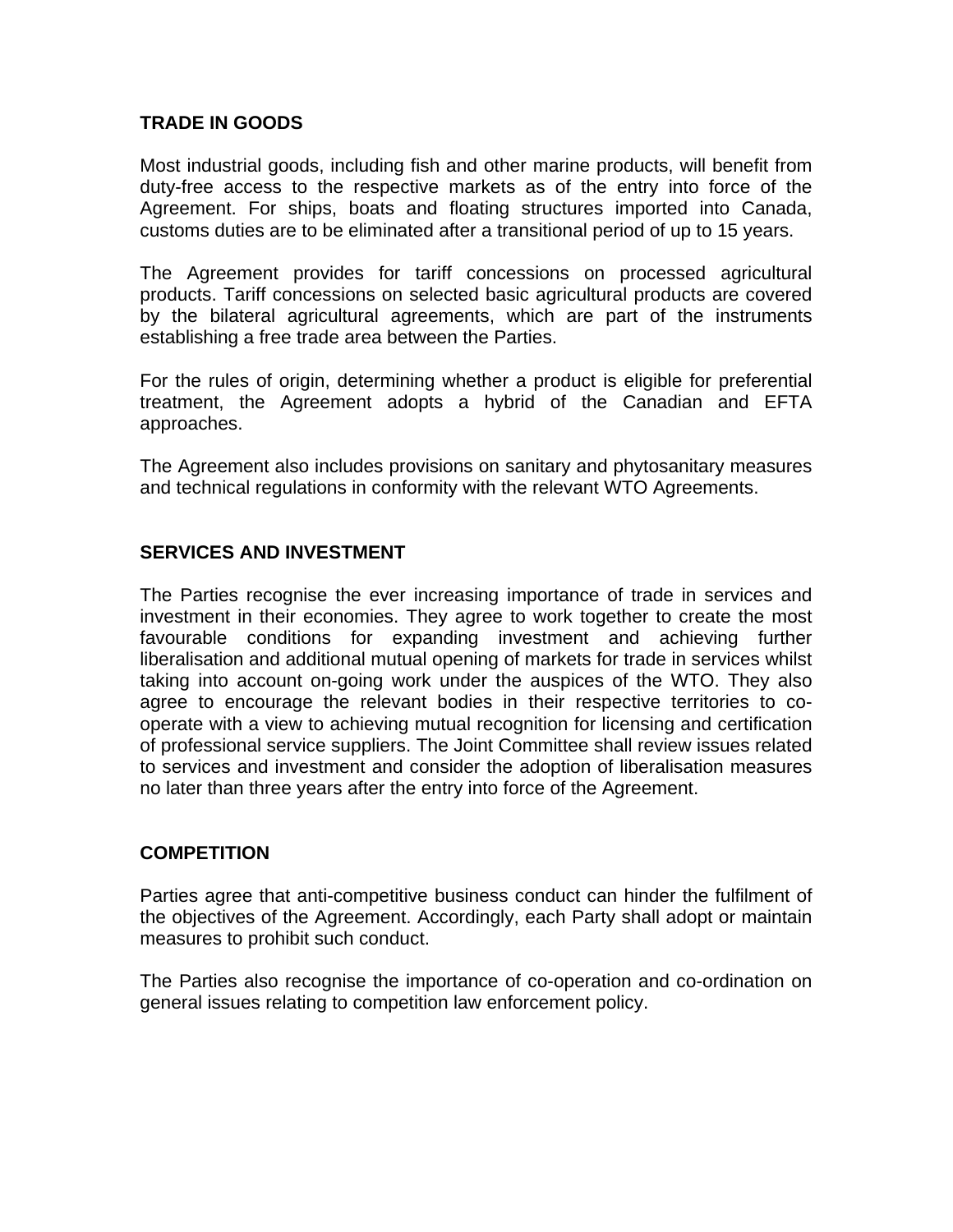## TRADE IN GOODS

Most industrial goods, including fish and other marine products, will benefit from duty-free access to the respective markets as of the entry into force of the Agreement. For ships, boats and floating structures imported into Canada, customs duties are to be eliminated after a transitional period of up to 15 years.

The Agreement provides for tariff concessions on processed agricultural products. Tariff concessions on selected basic agricultural products are covered by the bilateral agricultural agreements, which are part of the instruments establishing a free trade area between the Parties.

For the rules of origin, determining whether a product is eligible for preferential treatment, the Agreement adopts a hybrid of the Canadian and EFTA approaches.

The Agreement also includes provisions on sanitary and phytosanitary measures and technical regulations in conformity with the relevant WTO Agreements.

## SERVICES AND INVESTMENT

The Parties recognise the ever increasing importance of trade in services and investment in their economies. They agree to work together to create the most favourable conditions for expanding investment and achieving further liberalisation and additional mutual opening of markets for trade in services whilst taking into account on-going work under the auspices of the WTO. They also agree to encourage the relevant bodies in their respective territories to co-operate with a view to achieving mutual recognition for licensing and certification of professional service suppliers. The Joint Committee shall review issues related to services and investment and consider the adoption of liberalisation measures no later than three years after the entry into force of the Agreement.

## COMPETITION

Parties agree that anti-competitive business conduct can hinder the fulfilment of the objectives of the Agreement. Accordingly, each Party shall adopt or maintain measures to prohibit such conduct.

The Parties also recognise the importance of co-operation and co-ordination on general issues relating to competition law enforcement policy.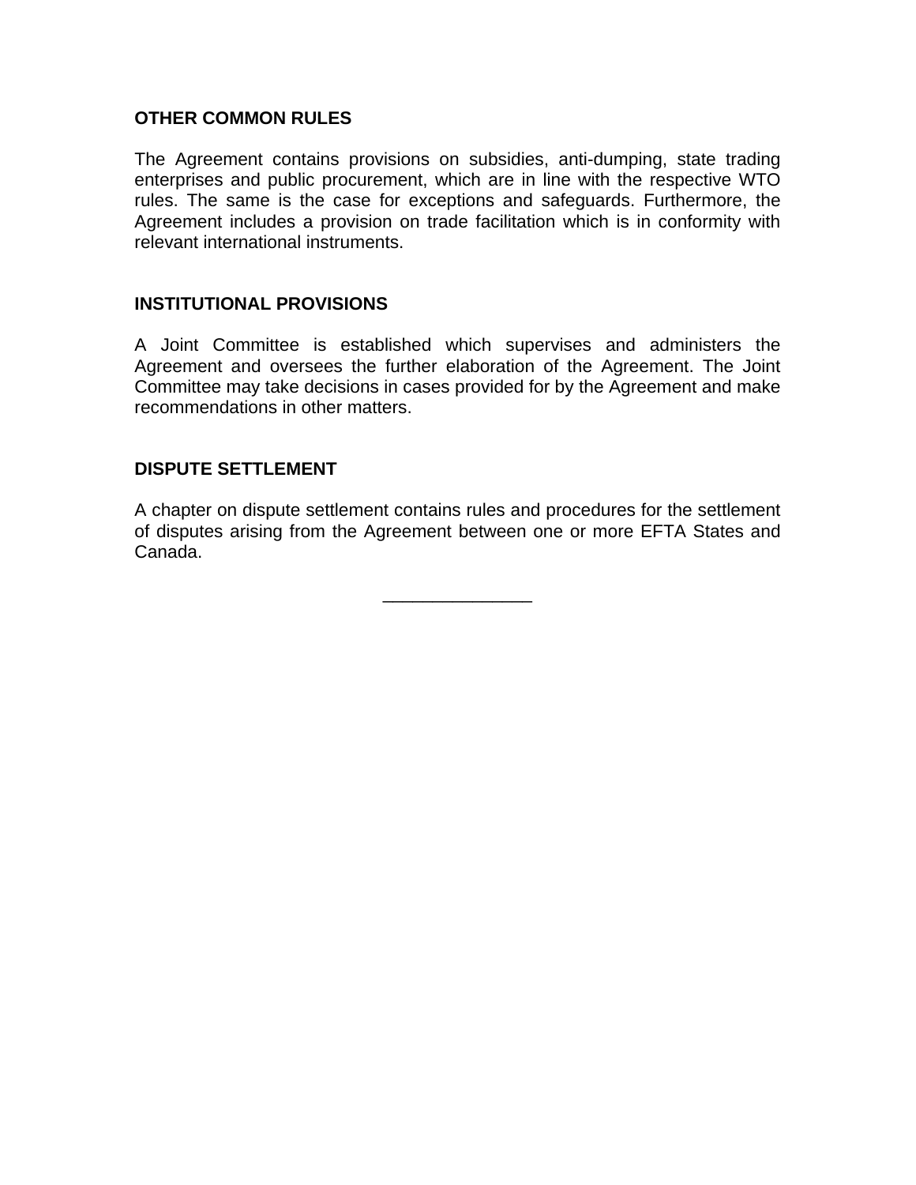## OTHER COMMON RULES

The Agreement contains provisions on subsidies, anti-dumping, state trading enterprises and public procurement, which are in line with the respective WTO rules. The same is the case for exceptions and safeguards. Furthermore, the Agreement includes a provision on trade facilitation which is in conformity with relevant international instruments.

## INSTITUTIONAL PROVISIONS

A Joint Committee is established which supervises and administers the Agreement and oversees the further elaboration of the Agreement. The Joint Committee may take decisions in cases provided for by the Agreement and make recommendations in other matters.

## DISPUTE SETTLEMENT

A chapter on dispute settlement contains rules and procedures for the settlement of disputes arising from the Agreement between one or more EFTA States and Canada.

---